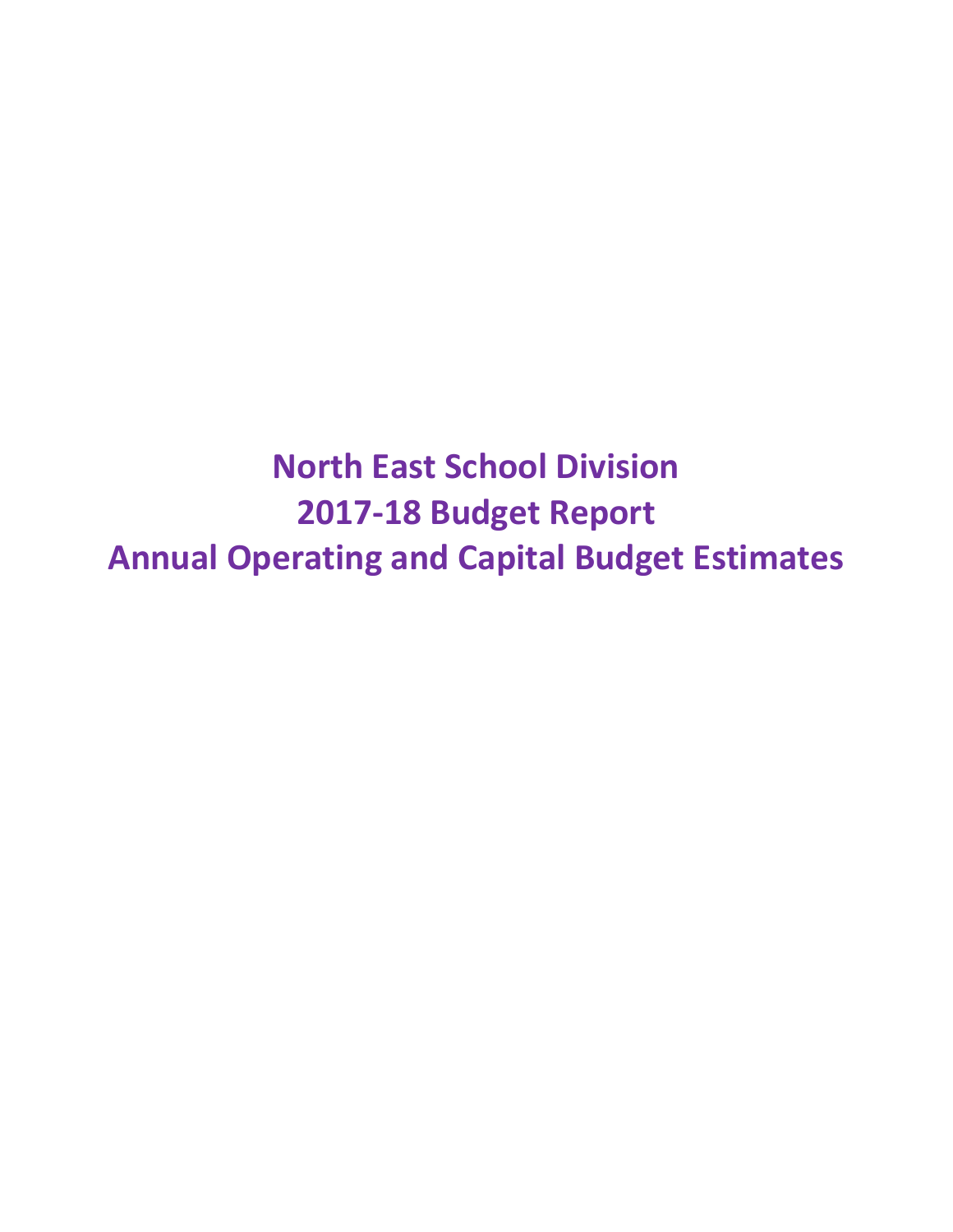# North East School Division
# 2017-18 Budget Report
# Annual Operating and Capital Budget Estimates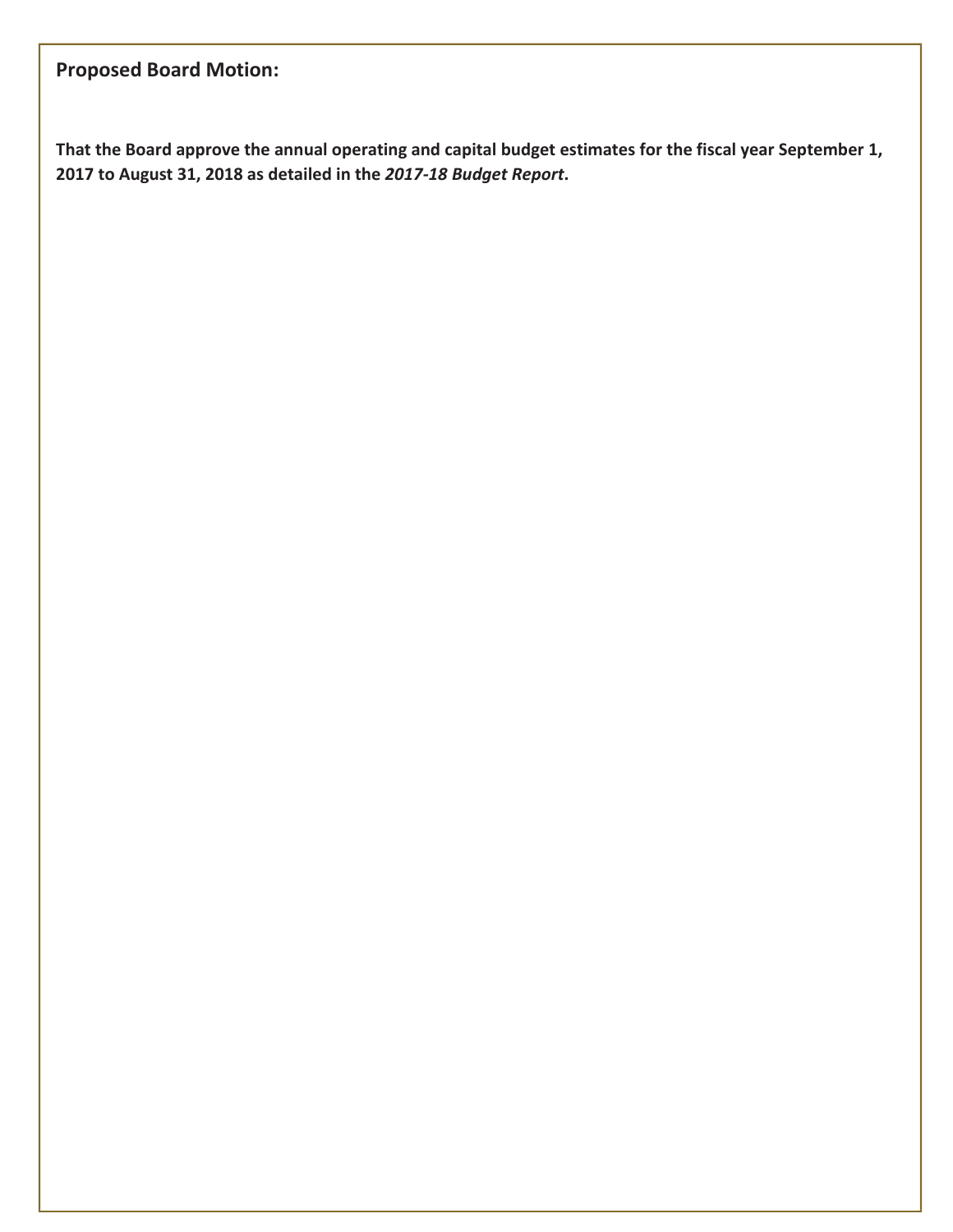**Proposed Board Motion:**

**That the Board approve the annual operating and capital budget estimates for the fiscal year September 1, 2017 to August 31, 2018 as detailed in the *2017-18 Budget Report*.**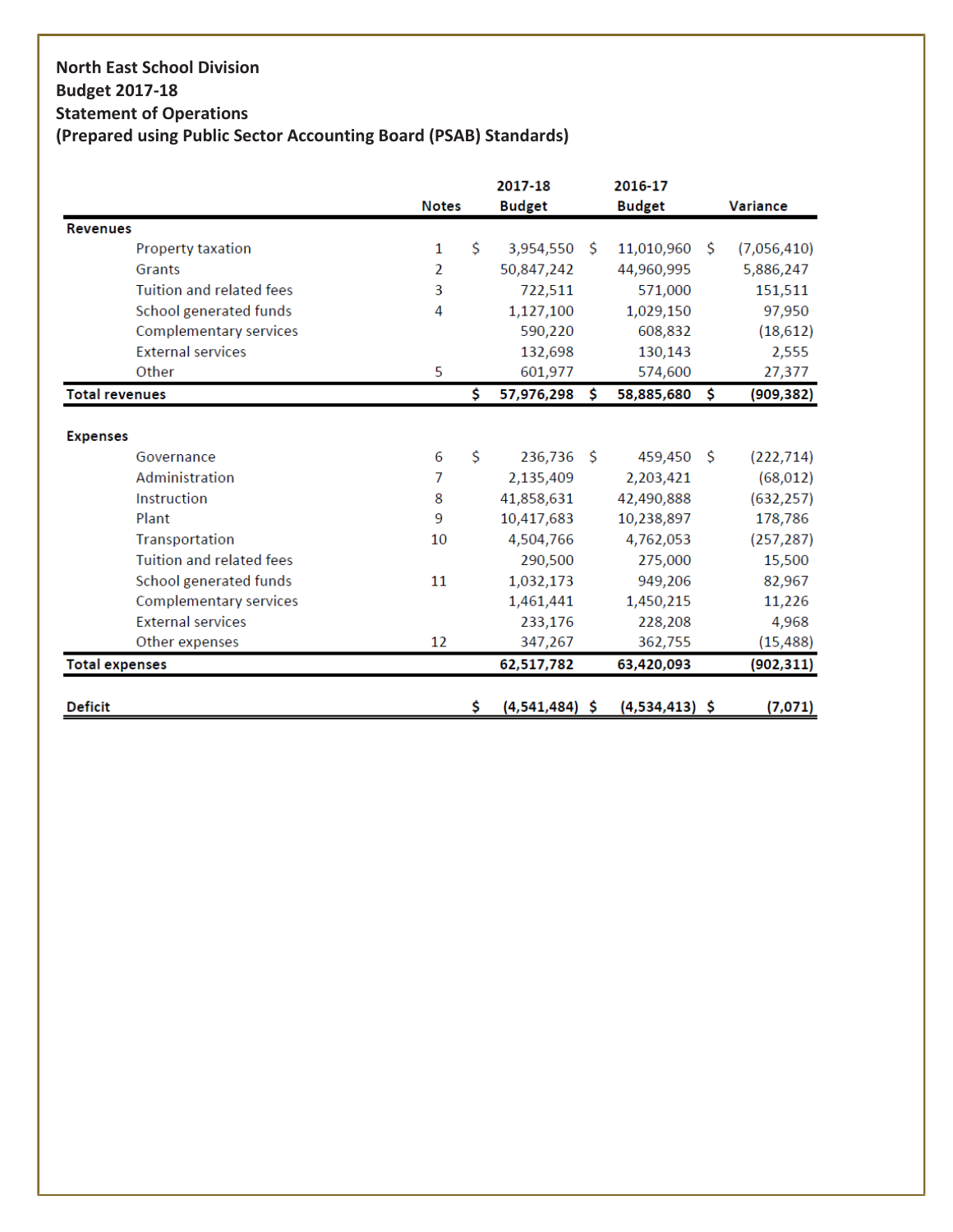**North East School Division**
**Budget 2017-18**
**Statement of Operations**
**(Prepared using Public Sector Accounting Board (PSAB) Standards)**

| | Notes | 2017-18 Budget | 2016-17 Budget | Variance |
|---|---|---|---|---|
| **Revenues** | | | | |
| Property taxation | 1 | $ 3,954,550 | $ 11,010,960 | $ (7,056,410) |
| Grants | 2 | 50,847,242 | 44,960,995 | 5,886,247 |
| Tuition and related fees | 3 | 722,511 | 571,000 | 151,511 |
| School generated funds | 4 | 1,127,100 | 1,029,150 | 97,950 |
| Complementary services | | 590,220 | 608,832 | (18,612) |
| External services | | 132,698 | 130,143 | 2,555 |
| Other | 5 | 601,977 | 574,600 | 27,377 |
| **Total revenues** | | **$ 57,976,298** | **$ 58,885,680** | **$ (909,382)** |
| | | | | |
| **Expenses** | | | | |
| Governance | 6 | $ 236,736 | $ 459,450 | $ (222,714) |
| Administration | 7 | 2,135,409 | 2,203,421 | (68,012) |
| Instruction | 8 | 41,858,631 | 42,490,888 | (632,257) |
| Plant | 9 | 10,417,683 | 10,238,897 | 178,786 |
| Transportation | 10 | 4,504,766 | 4,762,053 | (257,287) |
| Tuition and related fees | | 290,500 | 275,000 | 15,500 |
| School generated funds | 11 | 1,032,173 | 949,206 | 82,967 |
| Complementary services | | 1,461,441 | 1,450,215 | 11,226 |
| External services | | 233,176 | 228,208 | 4,968 |
| Other expenses | 12 | 347,267 | 362,755 | (15,488) |
| **Total expenses** | | **62,517,782** | **63,420,093** | **(902,311)** |
| | | | | |
| **Deficit** | | **$ (4,541,484)** | **$ (4,534,413)** | **$ (7,071)** |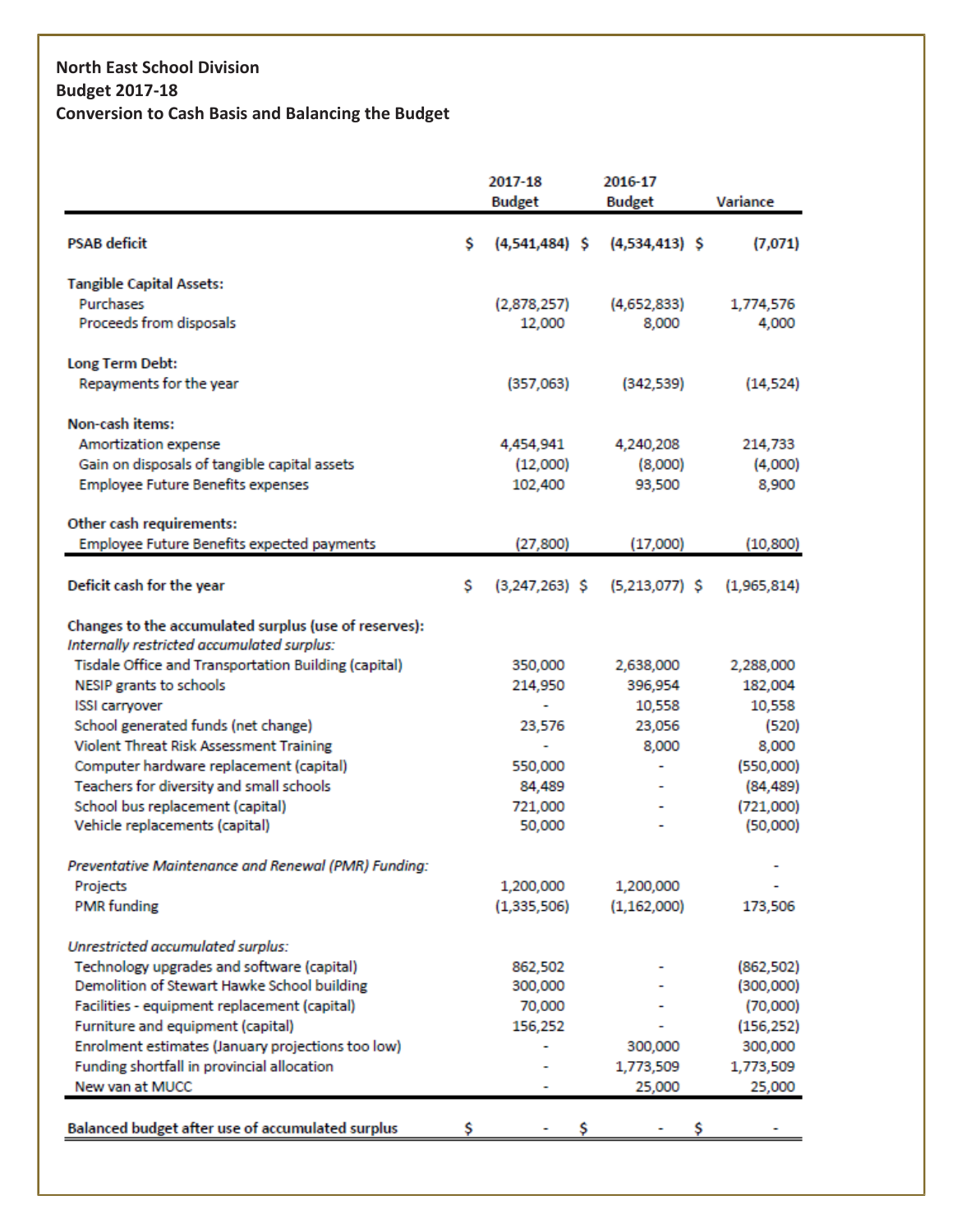**North East School Division**
**Budget 2017-18**
**Conversion to Cash Basis and Balancing the Budget**

| | 2017-18 Budget | 2016-17 Budget | Variance |
|---|---|---|---|
| **PSAB deficit** | $ (4,541,484) | $ (4,534,413) | $ (7,071) |
| **Tangible Capital Assets:** | | | |
| Purchases | (2,878,257) | (4,652,833) | 1,774,576 |
| Proceeds from disposals | 12,000 | 8,000 | 4,000 |
| **Long Term Debt:** | | | |
| Repayments for the year | (357,063) | (342,539) | (14,524) |
| **Non-cash items:** | | | |
| Amortization expense | 4,454,941 | 4,240,208 | 214,733 |
| Gain on disposals of tangible capital assets | (12,000) | (8,000) | (4,000) |
| Employee Future Benefits expenses | 102,400 | 93,500 | 8,900 |
| **Other cash requirements:** | | | |
| Employee Future Benefits expected payments | (27,800) | (17,000) | (10,800) |
| **Deficit cash for the year** | $ (3,247,263) | $ (5,213,077) | $ (1,965,814) |
| **Changes to the accumulated surplus (use of reserves):** | | | |
| *Internally restricted accumulated surplus:* | | | |
| Tisdale Office and Transportation Building (capital) | 350,000 | 2,638,000 | 2,288,000 |
| NESIP grants to schools | 214,950 | 396,954 | 182,004 |
| ISSI carryover | - | 10,558 | 10,558 |
| School generated funds (net change) | 23,576 | 23,056 | (520) |
| Violent Threat Risk Assessment Training | - | 8,000 | 8,000 |
| Computer hardware replacement (capital) | 550,000 | - | (550,000) |
| Teachers for diversity and small schools | 84,489 | - | (84,489) |
| School bus replacement (capital) | 721,000 | - | (721,000) |
| Vehicle replacements (capital) | 50,000 | - | (50,000) |
| *Preventative Maintenance and Renewal (PMR) Funding:* | | | - |
| Projects | 1,200,000 | 1,200,000 | - |
| PMR funding | (1,335,506) | (1,162,000) | 173,506 |
| *Unrestricted accumulated surplus:* | | | |
| Technology upgrades and software (capital) | 862,502 | - | (862,502) |
| Demolition of Stewart Hawke School building | 300,000 | - | (300,000) |
| Facilities - equipment replacement (capital) | 70,000 | - | (70,000) |
| Furniture and equipment (capital) | 156,252 | - | (156,252) |
| Enrolment estimates (January projections too low) | - | 300,000 | 300,000 |
| Funding shortfall in provincial allocation | - | 1,773,509 | 1,773,509 |
| New van at MUCC | - | 25,000 | 25,000 |
| **Balanced budget after use of accumulated surplus** | $ - | $ - | $ - |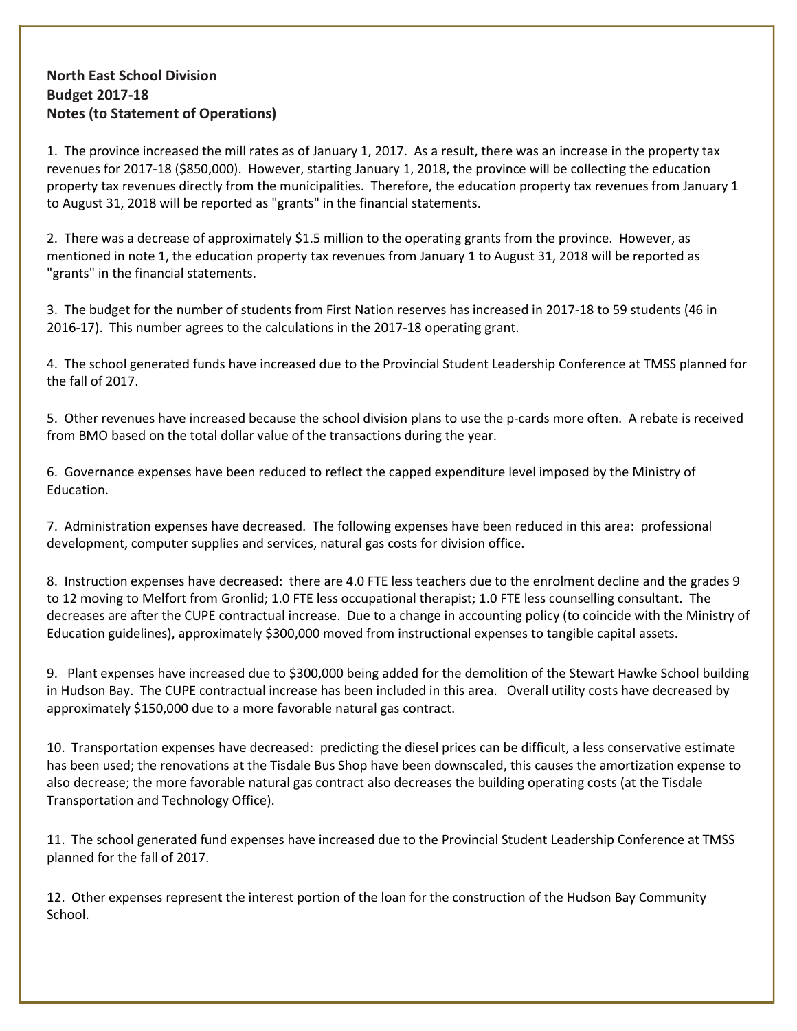**North East School Division**
**Budget 2017-18**
**Notes (to Statement of Operations)**

1. The province increased the mill rates as of January 1, 2017. As a result, there was an increase in the property tax revenues for 2017-18 ($850,000). However, starting January 1, 2018, the province will be collecting the education property tax revenues directly from the municipalities. Therefore, the education property tax revenues from January 1 to August 31, 2018 will be reported as "grants" in the financial statements.

2. There was a decrease of approximately $1.5 million to the operating grants from the province. However, as mentioned in note 1, the education property tax revenues from January 1 to August 31, 2018 will be reported as "grants" in the financial statements.

3. The budget for the number of students from First Nation reserves has increased in 2017-18 to 59 students (46 in 2016-17). This number agrees to the calculations in the 2017-18 operating grant.

4. The school generated funds have increased due to the Provincial Student Leadership Conference at TMSS planned for the fall of 2017.

5. Other revenues have increased because the school division plans to use the p-cards more often. A rebate is received from BMO based on the total dollar value of the transactions during the year.

6. Governance expenses have been reduced to reflect the capped expenditure level imposed by the Ministry of Education.

7. Administration expenses have decreased. The following expenses have been reduced in this area: professional development, computer supplies and services, natural gas costs for division office.

8. Instruction expenses have decreased: there are 4.0 FTE less teachers due to the enrolment decline and the grades 9 to 12 moving to Melfort from Gronlid; 1.0 FTE less occupational therapist; 1.0 FTE less counselling consultant. The decreases are after the CUPE contractual increase. Due to a change in accounting policy (to coincide with the Ministry of Education guidelines), approximately $300,000 moved from instructional expenses to tangible capital assets.

9. Plant expenses have increased due to $300,000 being added for the demolition of the Stewart Hawke School building in Hudson Bay. The CUPE contractual increase has been included in this area. Overall utility costs have decreased by approximately $150,000 due to a more favorable natural gas contract.

10. Transportation expenses have decreased: predicting the diesel prices can be difficult, a less conservative estimate has been used; the renovations at the Tisdale Bus Shop have been downscaled, this causes the amortization expense to also decrease; the more favorable natural gas contract also decreases the building operating costs (at the Tisdale Transportation and Technology Office).

11. The school generated fund expenses have increased due to the Provincial Student Leadership Conference at TMSS planned for the fall of 2017.

12. Other expenses represent the interest portion of the loan for the construction of the Hudson Bay Community School.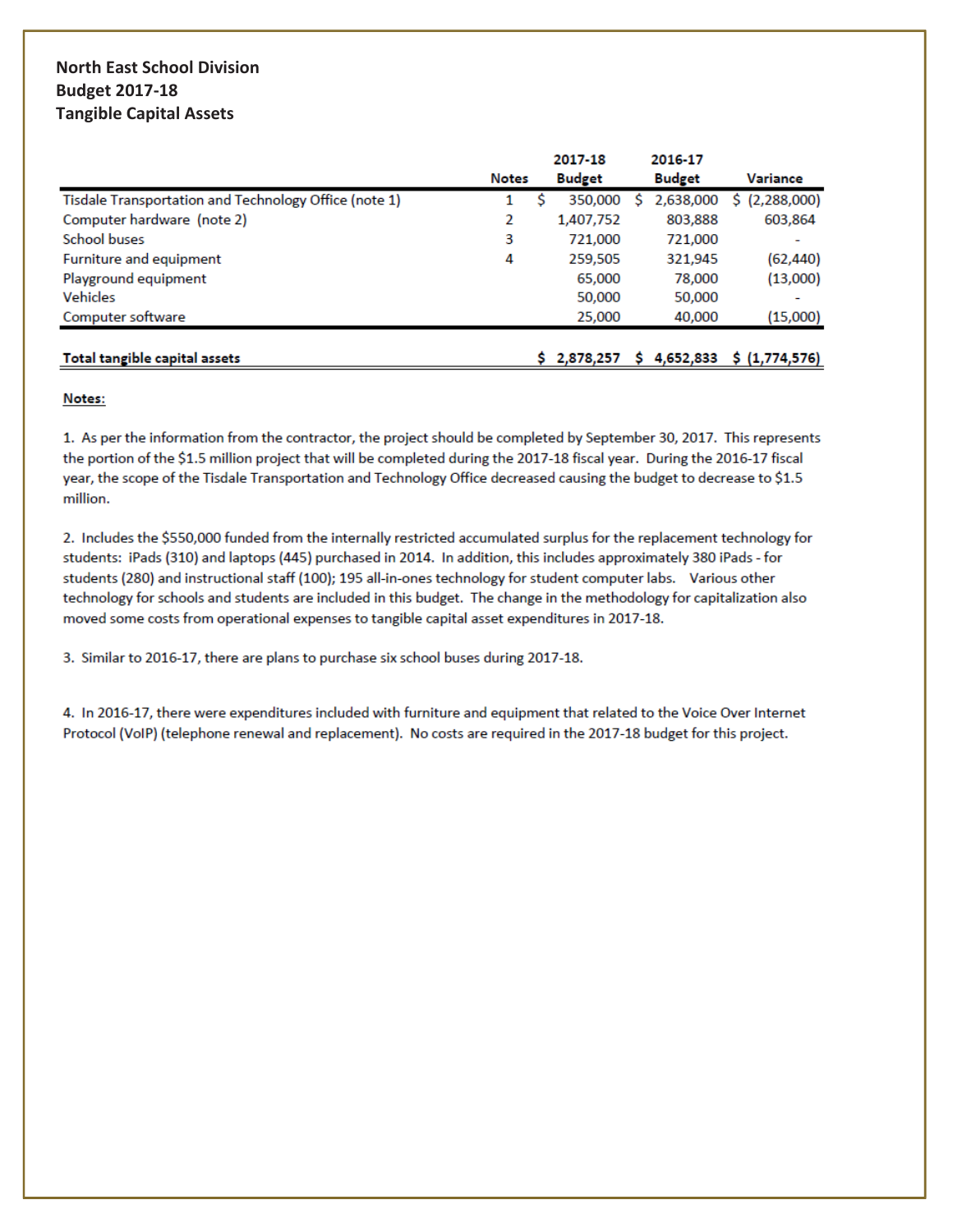**North East School Division**
**Budget 2017-18**
**Tangible Capital Assets**

| | Notes | 2017-18 Budget | 2016-17 Budget | Variance |
|---|---|---|---|---|
| Tisdale Transportation and Technology Office (note 1) | 1 | $ 350,000 | $ 2,638,000 | $ (2,288,000) |
| Computer hardware (note 2) | 2 | 1,407,752 | 803,888 | 603,864 |
| School buses | 3 | 721,000 | 721,000 | - |
| Furniture and equipment | 4 | 259,505 | 321,945 | (62,440) |
| Playground equipment | | 65,000 | 78,000 | (13,000) |
| Vehicles | | 50,000 | 50,000 | - |
| Computer software | | 25,000 | 40,000 | (15,000) |
| **Total tangible capital assets** | | **$ 2,878,257** | **$ 4,652,833** | **$ (1,774,576)** |

**Notes:**

1. As per the information from the contractor, the project should be completed by September 30, 2017. This represents the portion of the $1.5 million project that will be completed during the 2017-18 fiscal year. During the 2016-17 fiscal year, the scope of the Tisdale Transportation and Technology Office decreased causing the budget to decrease to $1.5 million.

2. Includes the $550,000 funded from the internally restricted accumulated surplus for the replacement technology for students: iPads (310) and laptops (445) purchased in 2014. In addition, this includes approximately 380 iPads - for students (280) and instructional staff (100); 195 all-in-ones technology for student computer labs. Various other technology for schools and students are included in this budget. The change in the methodology for capitalization also moved some costs from operational expenses to tangible capital asset expenditures in 2017-18.

3. Similar to 2016-17, there are plans to purchase six school buses during 2017-18.

4. In 2016-17, there were expenditures included with furniture and equipment that related to the Voice Over Internet Protocol (VoIP) (telephone renewal and replacement). No costs are required in the 2017-18 budget for this project.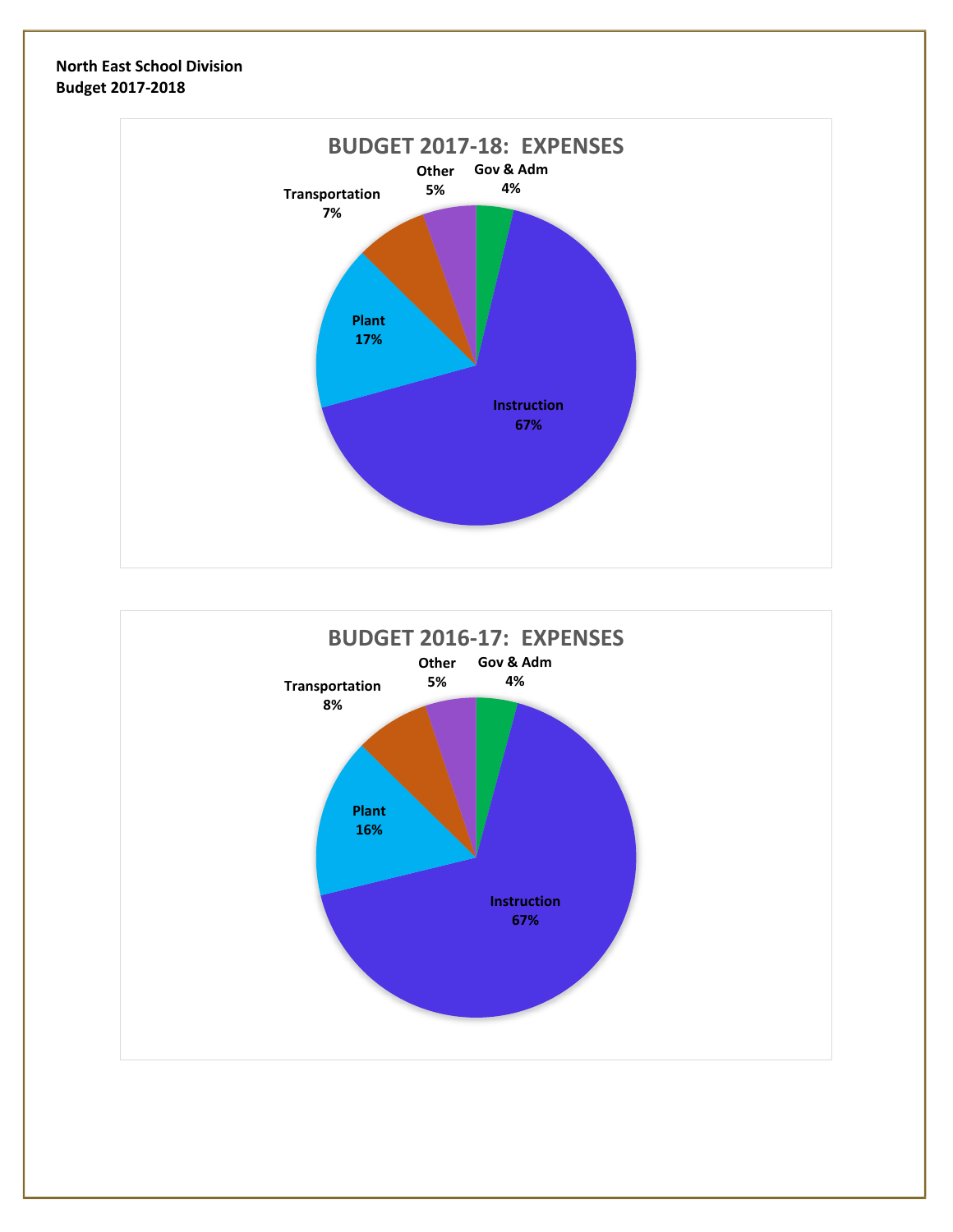**North East School Division**
**Budget 2017-2018**

BUDGET 2017-18: EXPENSES

Gov & Adm
4%

Other
5%

Transportation
7%

Plant
17%

Instruction
67%

BUDGET 2016-17: EXPENSES

Gov & Adm
4%

Other
5%

Transportation
8%

Plant
16%

Instruction
67%